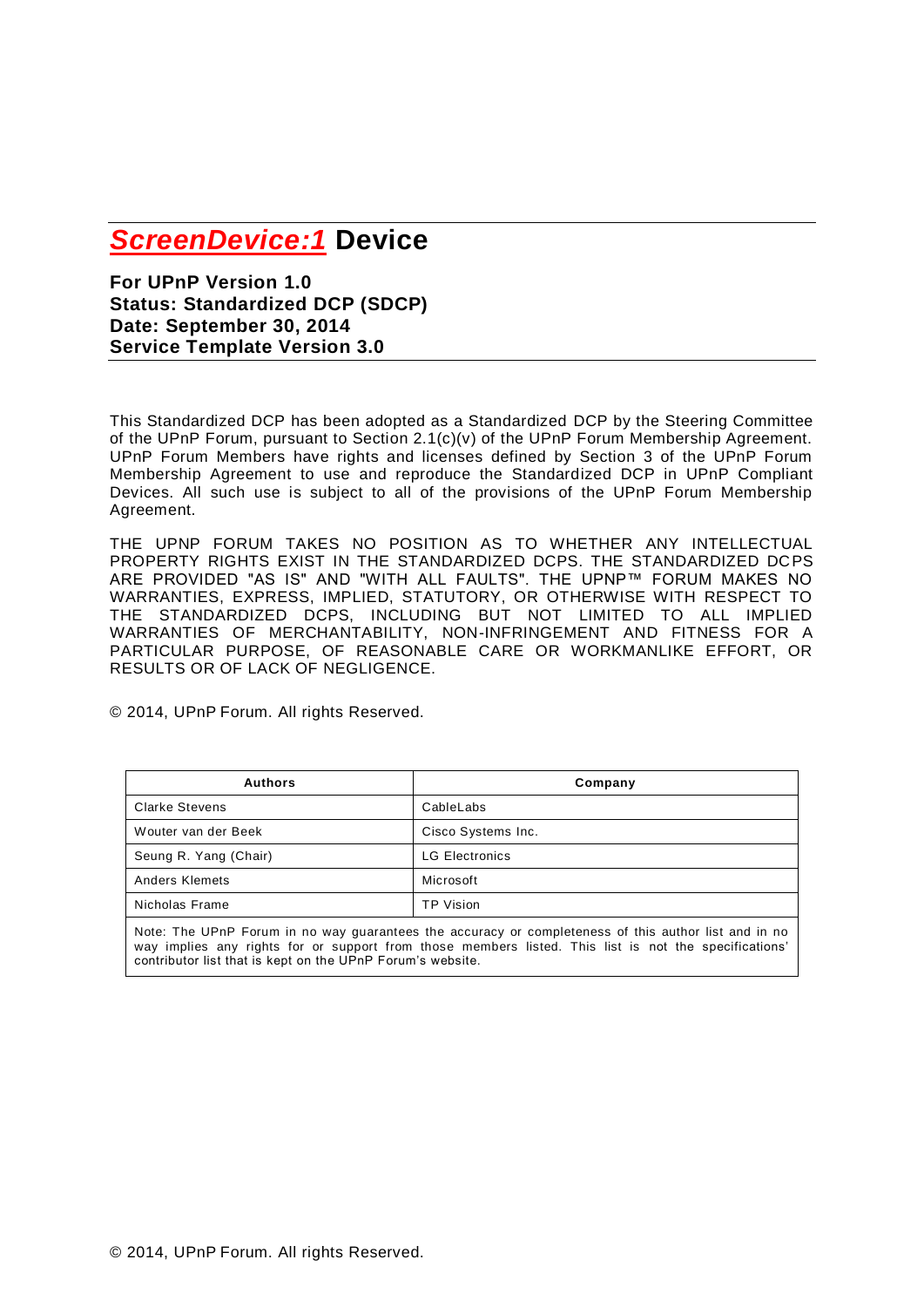# *ScreenDevice:1* Device

**For UPnP Version 1.0**
**Status: Standardized DCP (SDCP)**
**Date: September 30, 2014**
**Service Template Version 3.0**

This Standardized DCP has been adopted as a Standardized DCP by the Steering Committee of the UPnP Forum, pursuant to Section 2.1(c)(v) of the UPnP Forum Membership Agreement. UPnP Forum Members have rights and licenses defined by Section 3 of the UPnP Forum Membership Agreement to use and reproduce the Standardized DCP in UPnP Compliant Devices. All such use is subject to all of the provisions of the UPnP Forum Membership Agreement.

THE UPNP FORUM TAKES NO POSITION AS TO WHETHER ANY INTELLECTUAL PROPERTY RIGHTS EXIST IN THE STANDARDIZED DCPS. THE STANDARDIZED DCPS ARE PROVIDED "AS IS" AND "WITH ALL FAULTS". THE UPNP™ FORUM MAKES NO WARRANTIES, EXPRESS, IMPLIED, STATUTORY, OR OTHERWISE WITH RESPECT TO THE STANDARDIZED DCPS, INCLUDING BUT NOT LIMITED TO ALL IMPLIED WARRANTIES OF MERCHANTABILITY, NON-INFRINGEMENT AND FITNESS FOR A PARTICULAR PURPOSE, OF REASONABLE CARE OR WORKMANLIKE EFFORT, OR RESULTS OR OF LACK OF NEGLIGENCE.

© 2014, UPnP Forum. All rights Reserved.

| Authors | Company |
| --- | --- |
| Clarke Stevens | CableLabs |
| Wouter van der Beek | Cisco Systems Inc. |
| Seung R. Yang (Chair) | LG Electronics |
| Anders Klemets | Microsoft |
| Nicholas Frame | TP Vision |

Note: The UPnP Forum in no way guarantees the accuracy or completeness of this author list and in no way implies any rights for or support from those members listed. This list is not the specifications' contributor list that is kept on the UPnP Forum's website.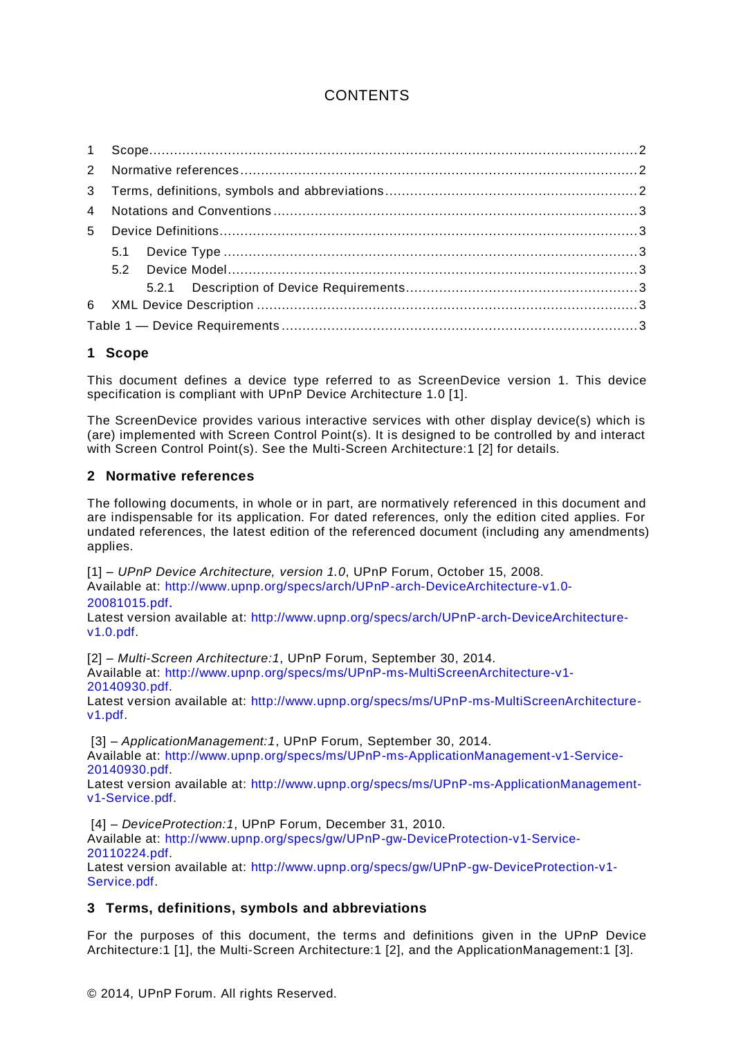CONTENTS

1 Scope....................................................................................................................2
2 Normative references.............................................................................................2
3 Terms, definitions, symbols and abbreviations...........................................................2
4 Notations and Conventions.....................................................................................3
5 Device Definitions..................................................................................................3
  5.1 Device Type.....................................................................................................3
  5.2 Device Model....................................................................................................3
    5.2.1 Description of Device Requirements...............................................................3
6 XML Device Description..........................................................................................3
Table 1 — Device Requirements..................................................................................3

## 1 Scope

This document defines a device type referred to as ScreenDevice version 1. This device specification is compliant with UPnP Device Architecture 1.0 [1].

The ScreenDevice provides various interactive services with other display device(s) which is (are) implemented with Screen Control Point(s). It is designed to be controlled by and interact with Screen Control Point(s). See the Multi-Screen Architecture:1 [2] for details.

## 2 Normative references

The following documents, in whole or in part, are normatively referenced in this document and are indispensable for its application. For dated references, only the edition cited applies. For undated references, the latest edition of the referenced document (including any amendments) applies.

[1] – *UPnP Device Architecture, version 1.0*, UPnP Forum, October 15, 2008.
Available at: http://www.upnp.org/specs/arch/UPnP-arch-DeviceArchitecture-v1.0-20081015.pdf.
Latest version available at: http://www.upnp.org/specs/arch/UPnP-arch-DeviceArchitecture-v1.0.pdf.

[2] – *Multi-Screen Architecture:1*, UPnP Forum, September 30, 2014.
Available at: http://www.upnp.org/specs/ms/UPnP-ms-MultiScreenArchitecture-v1-20140930.pdf.
Latest version available at: http://www.upnp.org/specs/ms/UPnP-ms-MultiScreenArchitecture-v1.pdf.

[3] – *ApplicationManagement:1*, UPnP Forum, September 30, 2014.
Available at: http://www.upnp.org/specs/ms/UPnP-ms-ApplicationManagement-v1-Service-20140930.pdf.
Latest version available at: http://www.upnp.org/specs/ms/UPnP-ms-ApplicationManagement-v1-Service.pdf.

[4] – *DeviceProtection:1*, UPnP Forum, December 31, 2010.
Available at: http://www.upnp.org/specs/gw/UPnP-gw-DeviceProtection-v1-Service-20110224.pdf.
Latest version available at: http://www.upnp.org/specs/gw/UPnP-gw-DeviceProtection-v1-Service.pdf.

## 3 Terms, definitions, symbols and abbreviations

For the purposes of this document, the terms and definitions given in the UPnP Device Architecture:1 [1], the Multi-Screen Architecture:1 [2], and the ApplicationManagement:1 [3].

© 2014, UPnP Forum. All rights Reserved.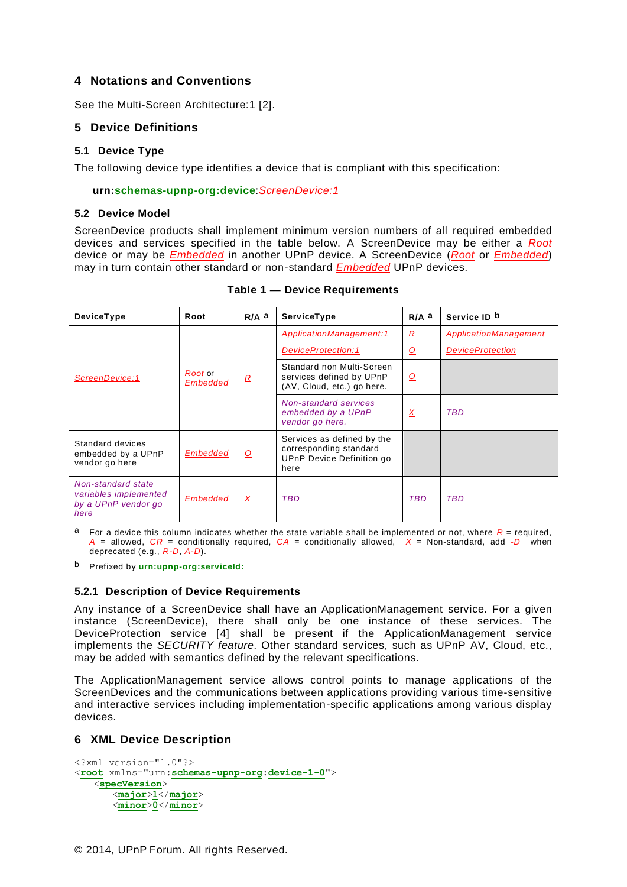## 4 Notations and Conventions

See the Multi-Screen Architecture:1 [2].

## 5 Device Definitions

### 5.1 Device Type

The following device type identifies a device that is compliant with this specification:

**urn:schemas-upnp-org:device**:*ScreenDevice:1*

### 5.2 Device Model

ScreenDevice products shall implement minimum version numbers of all required embedded devices and services specified in the table below. A ScreenDevice may be either a *Root* device or may be *Embedded* in another UPnP device. A ScreenDevice (*Root* or *Embedded*) may in turn contain other standard or non-standard *Embedded* UPnP devices.

**Table 1 — Device Requirements**

| DeviceType | Root | R/A [a] | ServiceType | R/A [a] | Service ID [b] |
|---|---|---|---|---|---|
| *ScreenDevice:1* | *Root* or *Embedded* | *R* | *ApplicationManagement:1* | *R* | *ApplicationManagement* |
| | | | *DeviceProtection:1* | *O* | *DeviceProtection* |
| | | | Standard non Multi-Screen services defined by UPnP (AV, Cloud, etc.) go here. | *O* | |
| | | | *Non-standard services embedded by a UPnP vendor go here.* | *X* | *TBD* |
| Standard devices embedded by a UPnP vendor go here | *Embedded* | *O* | Services as defined by the corresponding standard UPnP Device Definition go here | | |
| *Non-standard state variables implemented by a UPnP vendor go here* | *Embedded* | *X* | *TBD* | *TBD* | *TBD* |

[a] For a device this column indicates whether the state variable shall be implemented or not, where *R* = required, *A* = allowed, *CR* = conditionally required, *CA* = conditionally allowed, *X* = Non-standard, add *-D* when deprecated (e.g., *R-D*, *A-D*).

[b] Prefixed by **urn:upnp-org:serviceId:**

#### 5.2.1 Description of Device Requirements

Any instance of a ScreenDevice shall have an ApplicationManagement service. For a given instance (ScreenDevice), there shall only be one instance of these services. The DeviceProtection service [4] shall be present if the ApplicationManagement service implements the *SECURITY feature*. Other standard services, such as UPnP AV, Cloud, etc., may be added with semantics defined by the relevant specifications.

The ApplicationManagement service allows control points to manage applications of the ScreenDevices and the communications between applications providing various time-sensitive and interactive services including implementation-specific applications among various display devices.

## 6 XML Device Description

```
<?xml version="1.0"?>
<root xmlns="urn:schemas-upnp-org:device-1-0">
    <specVersion>
        <major>1</major>
        <minor>0</minor>
```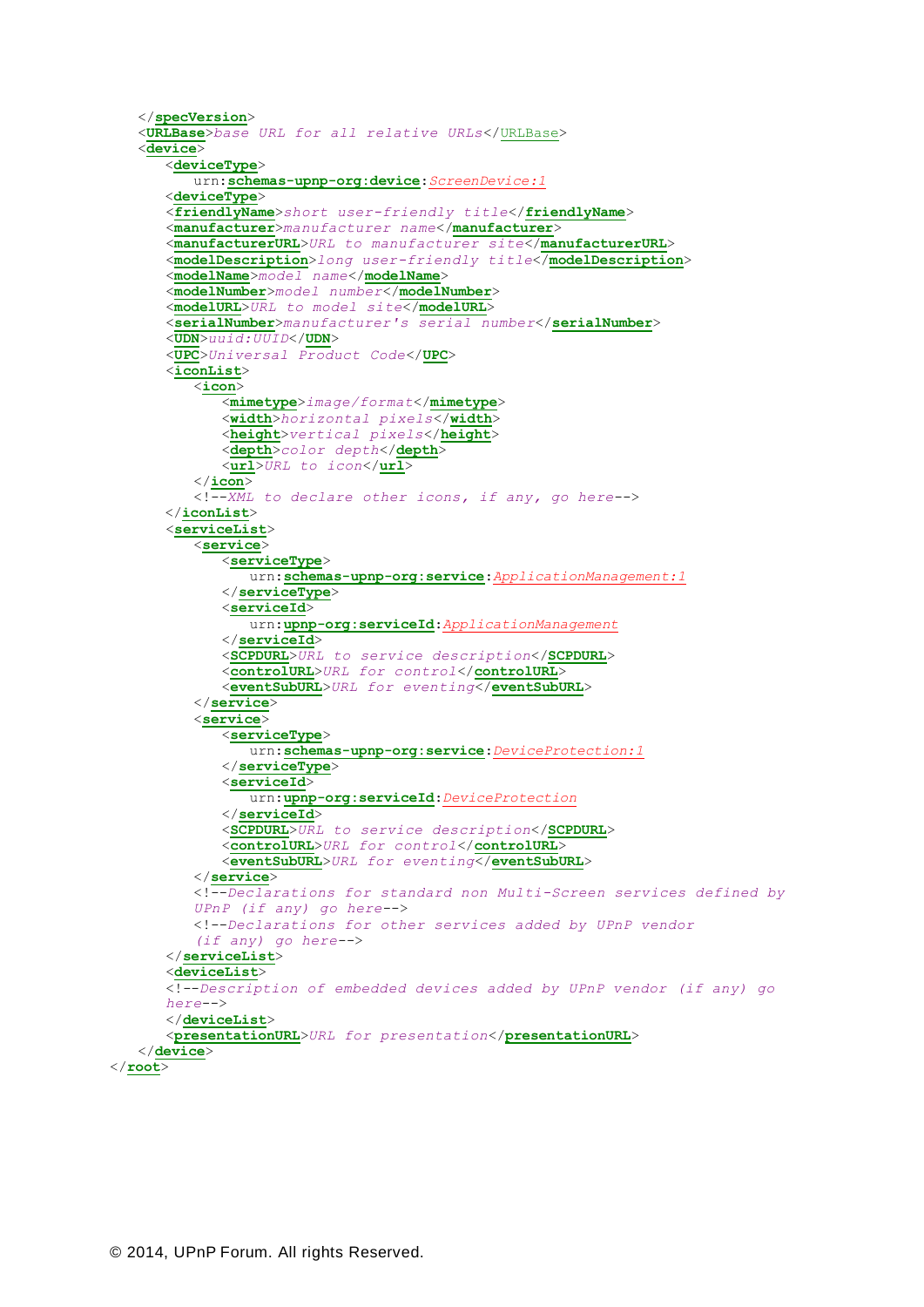```
   </specVersion>
   <URLBase>base URL for all relative URLs</URLBase>
   <device>
      <deviceType>
         urn:schemas-upnp-org:device:ScreenDevice:1
      <deviceType>
      <friendlyName>short user-friendly title</friendlyName>
      <manufacturer>manufacturer name</manufacturer>
      <manufacturerURL>URL to manufacturer site</manufacturerURL>
      <modelDescription>long user-friendly title</modelDescription>
      <modelName>model name</modelName>
      <modelNumber>model number</modelNumber>
      <modelURL>URL to model site</modelURL>
      <serialNumber>manufacturer's serial number</serialNumber>
      <UDN>uuid:UUID</UDN>
      <UPC>Universal Product Code</UPC>
      <iconList>
         <icon>
            <mimetype>image/format</mimetype>
            <width>horizontal pixels</width>
            <height>vertical pixels</height>
            <depth>color depth</depth>
            <url>URL to icon</url>
         </icon>
         <!--XML to declare other icons, if any, go here-->
      </iconList>
      <serviceList>
         <service>
            <serviceType>
               urn:schemas-upnp-org:service:ApplicationManagement:1
            </serviceType>
            <serviceId>
               urn:upnp-org:serviceId:ApplicationManagement
            </serviceId>
            <SCPDURL>URL to service description</SCPDURL>
            <controlURL>URL for control</controlURL>
            <eventSubURL>URL for eventing</eventSubURL>
         </service>
         <service>
            <serviceType>
               urn:schemas-upnp-org:service:DeviceProtection:1
            </serviceType>
            <serviceId>
               urn:upnp-org:serviceId:DeviceProtection
            </serviceId>
            <SCPDURL>URL to service description</SCPDURL>
            <controlURL>URL for control</controlURL>
            <eventSubURL>URL for eventing</eventSubURL>
         </service>
         <!--Declarations for standard non Multi-Screen services defined by
         UPnP (if any) go here-->
         <!--Declarations for other services added by UPnP vendor
         (if any) go here-->
      </serviceList>
      <deviceList>
      <!--Description of embedded devices added by UPnP vendor (if any) go
      here-->
      </deviceList>
      <presentationURL>URL for presentation</presentationURL>
   </device>
</root>
```

© 2014, UPnP Forum. All rights Reserved.